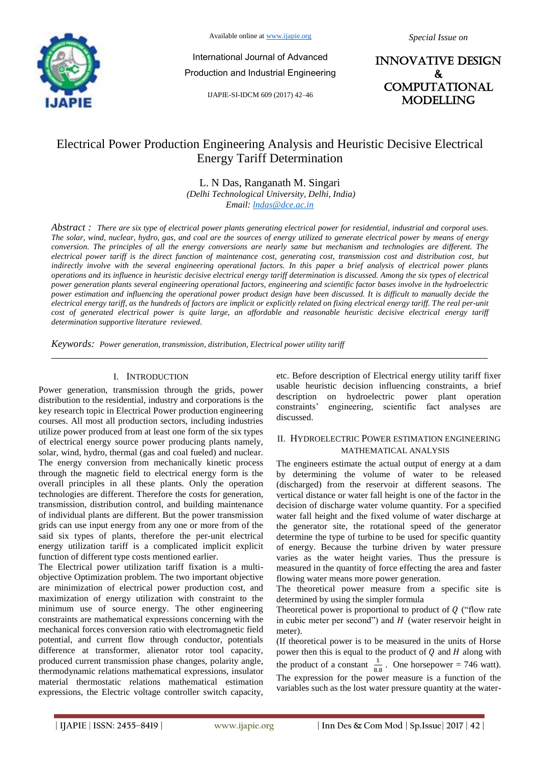# Electrical Power Production Engineering Analysis and Heuristic Decisive Electrical Energy Tariff Determination

L. N Das, Ranganath M. Singari

*(Delhi Technological University, Delhi, India)*

*Email: lndas@dce.ac.in*

*Abstract :* *There are six type of electrical power plants generating electrical power for residential, industrial and corporal uses. The solar, wind, nuclear, hydro, gas, and coal are the sources of energy utilized to generate electrical power by means of energy conversion. The principles of all the energy conversions are nearly same but mechanism and technologies are different. The electrical power tariff is the direct function of maintenance cost, generating cost, transmission cost and distribution cost, but indirectly involve with the several engineering operational factors. In this paper a brief analysis of electrical power plants operations and its influence in heuristic decisive electrical energy tariff determination is discussed. Among the six types of electrical power generation plants several engineering operational factors, engineering and scientific factor bases involve in the hydroelectric power estimation and influencing the operational power product design have been discussed. It is difficult to manually decide the electrical energy tariff, as the hundreds of factors are implicit or explicitly related on fixing electrical energy tariff. The real per-unit cost of generated electrical power is quite large, an affordable and reasonable heuristic decisive electrical energy tariff determination supportive literature reviewed.*

*Keywords:* *Power generation, transmission, distribution, Electrical power utility tariff*

## I. Introduction

Power generation, transmission through the grids, power distribution to the residential, industry and corporations is the key research topic in Electrical Power production engineering courses. All most all production sectors, including industries utilize power produced from at least one form of the six types of electrical energy source power producing plants namely, solar, wind, hydro, thermal (gas and coal fueled) and nuclear. The energy conversion from mechanically kinetic process through the magnetic field to electrical energy form is the overall principles in all these plants. Only the operation technologies are different. Therefore the costs for generation, transmission, distribution control, and building maintenance of individual plants are different. But the power transmission grids can use input energy from any one or more from of the said six types of plants, therefore the per-unit electrical energy utilization tariff is a complicated implicit explicit function of different type costs mentioned earlier.

The Electrical power utilization tariff fixation is a multi-objective Optimization problem. The two important objective are minimization of electrical power production cost, and maximization of energy utilization with constraint to the minimum use of source energy. The other engineering constraints are mathematical expressions concerning with the mechanical forces conversion ratio with electromagnetic field potential, and current flow through conductor, potentials difference at transformer, alienator rotor tool capacity, produced current transmission phase changes, polarity angle, thermodynamic relations mathematical expressions, insulator material thermostatic relations mathematical estimation expressions, the Electric voltage controller switch capacity, etc. Before description of Electrical energy utility tariff fixer usable heuristic decision influencing constraints, a brief description on hydroelectric power plant operation constraints' engineering, scientific fact analyses are discussed.

## II. Hydroelectric Power Estimation Engineering Mathematical Analysis

The engineers estimate the actual output of energy at a dam by determining the volume of water to be released (discharged) from the reservoir at different seasons. The vertical distance or water fall height is one of the factor in the decision of discharge water volume quantity. For a specified water fall height and the fixed volume of water discharge at the generator site, the rotational speed of the generator determine the type of turbine to be used for specific quantity of energy. Because the turbine driven by water pressure varies as the water height varies. Thus the pressure is measured in the quantity of force effecting the area and faster flowing water means more power generation.

The theoretical power measure from a specific site is determined by using the simpler formula

Theoretical power is proportional to product of $Q$ ("flow rate in cubic meter per second") and $H$ (water reservoir height in meter).

(If theoretical power is to be measured in the units of Horse power then this is equal to the product of $Q$ and $H$ along with the product of a constant $\frac{1}{8.8}$. One horsepower = 746 watt).

The expression for the power measure is a function of the variables such as the lost water pressure quantity at the water-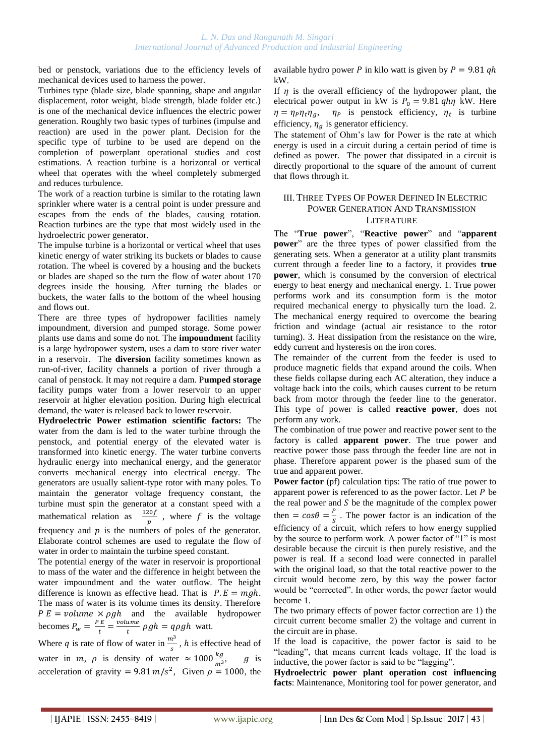bed or penstock, variations due to the efficiency levels of mechanical devices used to harness the power.

Turbines type (blade size, blade spanning, shape and angular displacement, rotor weight, blade strength, blade folder etc.) is one of the mechanical device influences the electric power generation. Roughly two basic types of turbines (impulse and reaction) are used in the power plant. Decision for the specific type of turbine to be used are depend on the completion of powerplant operational studies and cost estimations. A reaction turbine is a horizontal or vertical wheel that operates with the wheel completely submerged and reduces turbulence.

The work of a reaction turbine is similar to the rotating lawn sprinkler where water is a central point is under pressure and escapes from the ends of the blades, causing rotation. Reaction turbines are the type that most widely used in the hydroelectric power generator.

The impulse turbine is a horizontal or vertical wheel that uses kinetic energy of water striking its buckets or blades to cause rotation. The wheel is covered by a housing and the buckets or blades are shaped so the turn the flow of water about 170 degrees inside the housing. After turning the blades or buckets, the water falls to the bottom of the wheel housing and flows out.

There are three types of hydropower facilities namely impoundment, diversion and pumped storage. Some power plants use dams and some do not. The **impoundment** facility is a large hydropower system, uses a dam to store river water in a reservoir. The **diversion** facility sometimes known as run-of-river, facility channels a portion of river through a canal of penstock. It may not require a dam. P**umped storage** facility pumps water from a lower reservoir to an upper reservoir at higher elevation position. During high electrical demand, the water is released back to lower reservoir.

**Hydroelectric Power estimation scientific factors:** The water from the dam is led to the water turbine through the penstock, and potential energy of the elevated water is transformed into kinetic energy. The water turbine converts hydraulic energy into mechanical energy, and the generator converts mechanical energy into electrical energy. The generators are usually salient-type rotor with many poles. To maintain the generator voltage frequency constant, the turbine must spin the generator at a constant speed with a mathematical relation as $\frac{120f}{p}$ , where $f$ is the voltage frequency and $p$ is the numbers of poles of the generator. Elaborate control schemes are used to regulate the flow of water in order to maintain the turbine speed constant.

The potential energy of the water in reservoir is proportional to mass of the water and the difference in height between the water impoundment and the water outflow. The height difference is known as effective head. That is $P.E = mgh$. The mass of water is its volume times its density. Therefore $P\,E = volume \times \rho gh$ and the available hydropower becomes $P_w = \frac{P\,E}{t} = \frac{volume}{t}\rho gh = q\rho gh$ watt.

Where $q$ is rate of flow of water in $\frac{m^3}{s}$ , $h$ is effective head of water in $m$, $\rho$ is density of water $\approx 1000\,\frac{kg}{m^3}$, $g$ is acceleration of gravity $= 9.81\,m/s^2$, Given $\rho = 1000$, the available hydro power $P$ in kilo watt is given by $P = 9.81\,qh$ kW.

If $\eta$ is the overall efficiency of the hydropower plant, the electrical power output in kW is $P_0 = 9.81\,qh\eta$ kW. Here $\eta = \eta_P\eta_t\eta_g$, $\eta_P$ is penstock efficiency, $\eta_t$ is turbine efficiency, $\eta_g$ is generator efficiency.

The statement of Ohm's law for Power is the rate at which energy is used in a circuit during a certain period of time is defined as power. The power that dissipated in a circuit is directly proportional to the square of the amount of current that flows through it.

## III. Three Types Of Power Defined In Electric Power Generation And Transmission Literature

The "**True power**", "**Reactive power**" and "**apparent power**" are the three types of power classified from the generating sets. When a generator at a utility plant transmits current through a feeder line to a factory, it provides **true power**, which is consumed by the conversion of electrical energy to heat energy and mechanical energy. 1. True power performs work and its consumption form is the motor required mechanical energy to physically turn the load. 2. The mechanical energy required to overcome the bearing friction and windage (actual air resistance to the rotor turning). 3. Heat dissipation from the resistance on the wire, eddy current and hysteresis on the iron cores.

The remainder of the current from the feeder is used to produce magnetic fields that expand around the coils. When these fields collapse during each AC alteration, they induce a voltage back into the coils, which causes current to be return back from motor through the feeder line to the generator. This type of power is called **reactive power**, does not perform any work.

The combination of true power and reactive power sent to the factory is called **apparent power**. The true power and reactive power those pass through the feeder line are not in phase. Therefore apparent power is the phased sum of the true and apparent power.

**Power factor** (pf) calculation tips: The ratio of true power to apparent power is referenced to as the power factor. Let $P$ be the real power and $S$ be the magnitude of the complex power then $= cos\theta = \frac{P}{S}$ . The power factor is an indication of the efficiency of a circuit, which refers to how energy supplied by the source to perform work. A power factor of "1" is most desirable because the circuit is then purely resistive, and the power is real. If a second load were connected in parallel with the original load, so that the total reactive power to the circuit would become zero, by this way the power factor would be "corrected". In other words, the power factor would become 1.

The two primary effects of power factor correction are 1) the circuit current become smaller 2) the voltage and current in the circuit are in phase.

If the load is capacitive, the power factor is said to be "leading", that means current leads voltage, If the load is inductive, the power factor is said to be "lagging".

**Hydroelectric power plant operation cost influencing facts**: Maintenance, Monitoring tool for power generator, and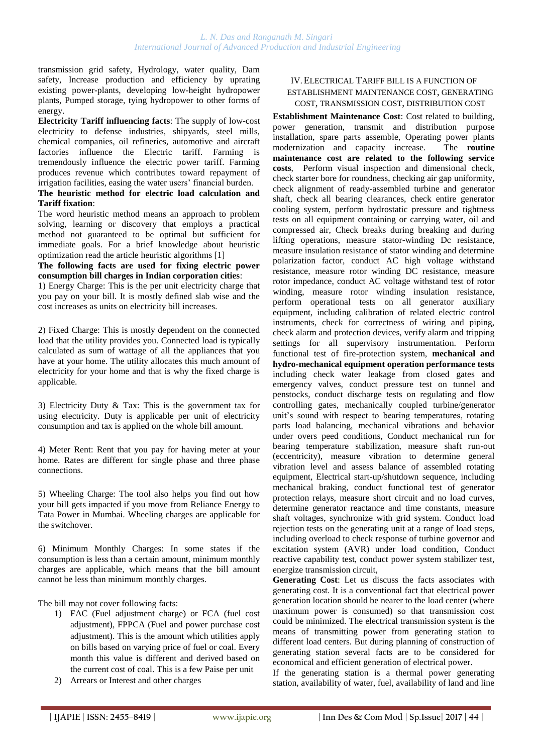transmission grid safety, Hydrology, water quality, Dam safety, Increase production and efficiency by uprating existing power-plants, developing low-height hydropower plants, Pumped storage, tying hydropower to other forms of energy.

**Electricity Tariff influencing facts**: The supply of low-cost electricity to defense industries, shipyards, steel mills, chemical companies, oil refineries, automotive and aircraft factories influence the Electric tariff. Farming is tremendously influence the electric power tariff. Farming produces revenue which contributes toward repayment of irrigation facilities, easing the water users' financial burden.

**The heuristic method for electric load calculation and Tariff fixation**:

The word heuristic method means an approach to problem solving, learning or discovery that employs a practical method not guaranteed to be optimal but sufficient for immediate goals. For a brief knowledge about heuristic optimization read the article heuristic algorithms [1]

**The following facts are used for fixing electric power consumption bill charges in Indian corporation cities**:

1) Energy Charge: This is the per unit electricity charge that you pay on your bill. It is mostly defined slab wise and the cost increases as units on electricity bill increases.

2) Fixed Charge: This is mostly dependent on the connected load that the utility provides you. Connected load is typically calculated as sum of wattage of all the appliances that you have at your home. The utility allocates this much amount of electricity for your home and that is why the fixed charge is applicable.

3) Electricity Duty & Tax: This is the government tax for using electricity. Duty is applicable per unit of electricity consumption and tax is applied on the whole bill amount.

4) Meter Rent: Rent that you pay for having meter at your home. Rates are different for single phase and three phase connections.

5) Wheeling Charge: The tool also helps you find out how your bill gets impacted if you move from Reliance Energy to Tata Power in Mumbai. Wheeling charges are applicable for the switchover.

6) Minimum Monthly Charges: In some states if the consumption is less than a certain amount, minimum monthly charges are applicable, which means that the bill amount cannot be less than minimum monthly charges.

The bill may not cover following facts:

1) FAC (Fuel adjustment charge) or FCA (fuel cost adjustment), FPPCA (Fuel and power purchase cost adjustment). This is the amount which utilities apply on bills based on varying price of fuel or coal. Every month this value is different and derived based on the current cost of coal. This is a few Paise per unit
2) Arrears or Interest and other charges

## IV. Electrical Tariff Bill is a Function of Establishment Maintenance Cost, Generating Cost, Transmission Cost, Distribution Cost

**Establishment Maintenance Cost**: Cost related to building, power generation, transmit and distribution purpose installation, spare parts assemble, Operating power plants modernization and capacity increase. The **routine maintenance cost are related to the following service costs**, Perform visual inspection and dimensional check, check starter bore for roundness, checking air gap uniformity, check alignment of ready-assembled turbine and generator shaft, check all bearing clearances, check entire generator cooling system, perform hydrostatic pressure and tightness tests on all equipment containing or carrying water, oil and compressed air, Check breaks during breaking and during lifting operations, measure stator-winding Dc resistance, measure insulation resistance of stator winding and determine polarization factor, conduct AC high voltage withstand resistance, measure rotor winding DC resistance, measure rotor impedance, conduct AC voltage withstand test of rotor winding, measure rotor winding insulation resistance, perform operational tests on all generator auxiliary equipment, including calibration of related electric control instruments, check for correctness of wiring and piping, check alarm and protection devices, verify alarm and tripping settings for all supervisory instrumentation. Perform functional test of fire-protection system, **mechanical and hydro-mechanical equipment operation performance tests** including check water leakage from closed gates and emergency valves, conduct pressure test on tunnel and penstocks, conduct discharge tests on regulating and flow controlling gates, mechanically coupled turbine/generator unit's sound with respect to bearing temperatures, rotating parts load balancing, mechanical vibrations and behavior under overs peed conditions, Conduct mechanical run for bearing temperature stabilization, measure shaft run-out (eccentricity), measure vibration to determine general vibration level and assess balance of assembled rotating equipment, Electrical start-up/shutdown sequence, including mechanical braking, conduct functional test of generator protection relays, measure short circuit and no load curves, determine generator reactance and time constants, measure shaft voltages, synchronize with grid system. Conduct load rejection tests on the generating unit at a range of load steps, including overload to check response of turbine governor and excitation system (AVR) under load condition, Conduct reactive capability test, conduct power system stabilizer test, energize transmission circuit,

**Generating Cost**: Let us discuss the facts associates with generating cost. It is a conventional fact that electrical power generation location should be nearer to the load center (where maximum power is consumed) so that transmission cost could be minimized. The electrical transmission system is the means of transmitting power from generating station to different load centers. But during planning of construction of generating station several facts are to be considered for economical and efficient generation of electrical power.

If the generating station is a thermal power generating station, availability of water, fuel, availability of land and line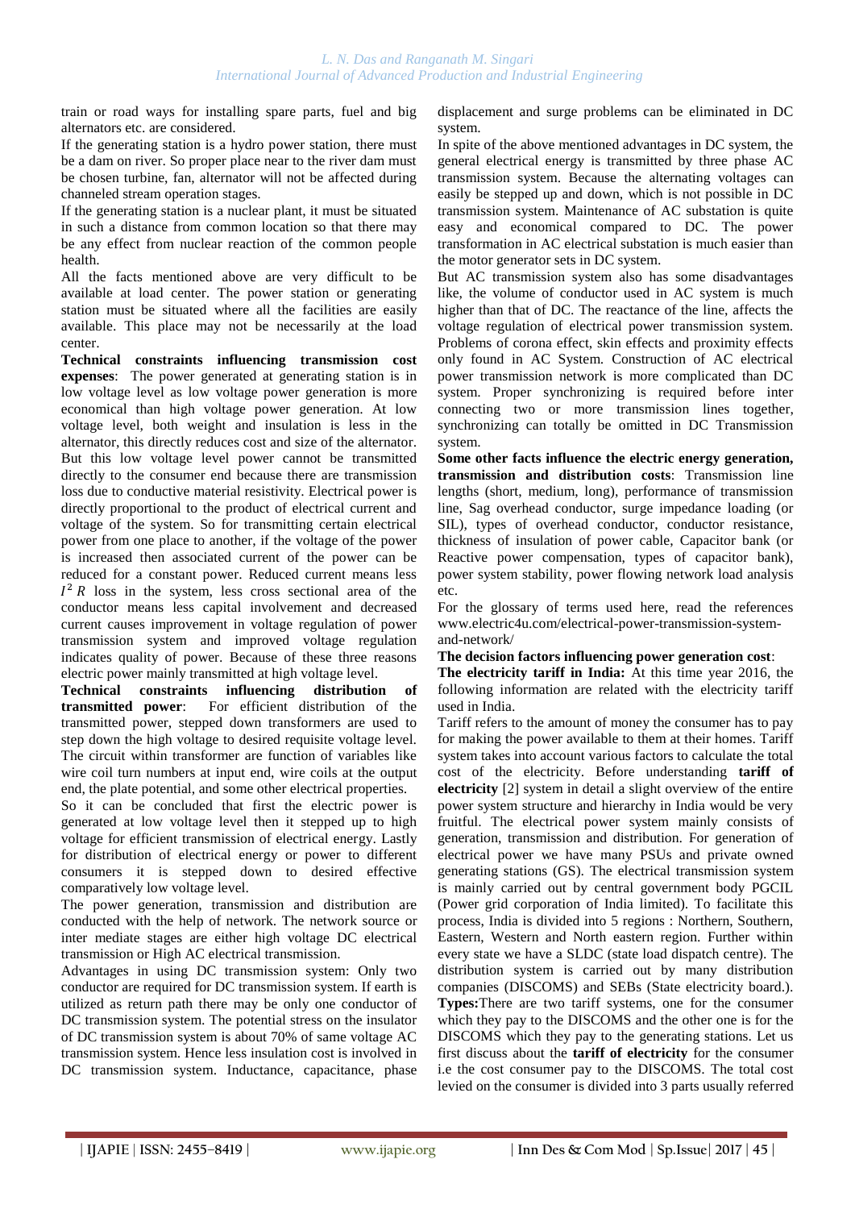train or road ways for installing spare parts, fuel and big alternators etc. are considered.

If the generating station is a hydro power station, there must be a dam on river. So proper place near to the river dam must be chosen turbine, fan, alternator will not be affected during channeled stream operation stages.

If the generating station is a nuclear plant, it must be situated in such a distance from common location so that there may be any effect from nuclear reaction of the common people health.

All the facts mentioned above are very difficult to be available at load center. The power station or generating station must be situated where all the facilities are easily available. This place may not be necessarily at the load center.

**Technical constraints influencing transmission cost expenses**: The power generated at generating station is in low voltage level as low voltage power generation is more economical than high voltage power generation. At low voltage level, both weight and insulation is less in the alternator, this directly reduces cost and size of the alternator. But this low voltage level power cannot be transmitted directly to the consumer end because there are transmission loss due to conductive material resistivity. Electrical power is directly proportional to the product of electrical current and voltage of the system. So for transmitting certain electrical power from one place to another, if the voltage of the power is increased then associated current of the power can be reduced for a constant power. Reduced current means less $I^2 R$ loss in the system, less cross sectional area of the conductor means less capital involvement and decreased current causes improvement in voltage regulation of power transmission system and improved voltage regulation indicates quality of power. Because of these three reasons electric power mainly transmitted at high voltage level.

**Technical constraints influencing distribution of transmitted power**: For efficient distribution of the transmitted power, stepped down transformers are used to step down the high voltage to desired requisite voltage level. The circuit within transformer are function of variables like wire coil turn numbers at input end, wire coils at the output end, the plate potential, and some other electrical properties.

So it can be concluded that first the electric power is generated at low voltage level then it stepped up to high voltage for efficient transmission of electrical energy. Lastly for distribution of electrical energy or power to different consumers it is stepped down to desired effective comparatively low voltage level.

The power generation, transmission and distribution are conducted with the help of network. The network source or inter mediate stages are either high voltage DC electrical transmission or High AC electrical transmission.

Advantages in using DC transmission system: Only two conductor are required for DC transmission system. If earth is utilized as return path there may be only one conductor of DC transmission system. The potential stress on the insulator of DC transmission system is about 70% of same voltage AC transmission system. Hence less insulation cost is involved in DC transmission system. Inductance, capacitance, phase displacement and surge problems can be eliminated in DC system.

In spite of the above mentioned advantages in DC system, the general electrical energy is transmitted by three phase AC transmission system. Because the alternating voltages can easily be stepped up and down, which is not possible in DC transmission system. Maintenance of AC substation is quite easy and economical compared to DC. The power transformation in AC electrical substation is much easier than the motor generator sets in DC system.

But AC transmission system also has some disadvantages like, the volume of conductor used in AC system is much higher than that of DC. The reactance of the line, affects the voltage regulation of electrical power transmission system. Problems of corona effect, skin effects and proximity effects only found in AC System. Construction of AC electrical power transmission network is more complicated than DC system. Proper synchronizing is required before inter connecting two or more transmission lines together, synchronizing can totally be omitted in DC Transmission system.

**Some other facts influence the electric energy generation, transmission and distribution costs**: Transmission line lengths (short, medium, long), performance of transmission line, Sag overhead conductor, surge impedance loading (or SIL), types of overhead conductor, conductor resistance, thickness of insulation of power cable, Capacitor bank (or Reactive power compensation, types of capacitor bank), power system stability, power flowing network load analysis etc.

For the glossary of terms used here, read the references www.electric4u.com/electrical-power-transmission-system-and-network/

**The decision factors influencing power generation cost**:

**The electricity tariff in India:** At this time year 2016, the following information are related with the electricity tariff used in India.

Tariff refers to the amount of money the consumer has to pay for making the power available to them at their homes. Tariff system takes into account various factors to calculate the total cost of the electricity. Before understanding **tariff of electricity** [2] system in detail a slight overview of the entire power system structure and hierarchy in India would be very fruitful. The electrical power system mainly consists of generation, transmission and distribution. For generation of electrical power we have many PSUs and private owned generating stations (GS). The electrical transmission system is mainly carried out by central government body PGCIL (Power grid corporation of India limited). To facilitate this process, India is divided into 5 regions : Northern, Southern, Eastern, Western and North eastern region. Further within every state we have a SLDC (state load dispatch centre). The distribution system is carried out by many distribution companies (DISCOMS) and SEBs (State electricity board.).

**Types:**There are two tariff systems, one for the consumer which they pay to the DISCOMS and the other one is for the DISCOMS which they pay to the generating stations. Let us first discuss about the **tariff of electricity** for the consumer i.e the cost consumer pay to the DISCOMS. The total cost levied on the consumer is divided into 3 parts usually referred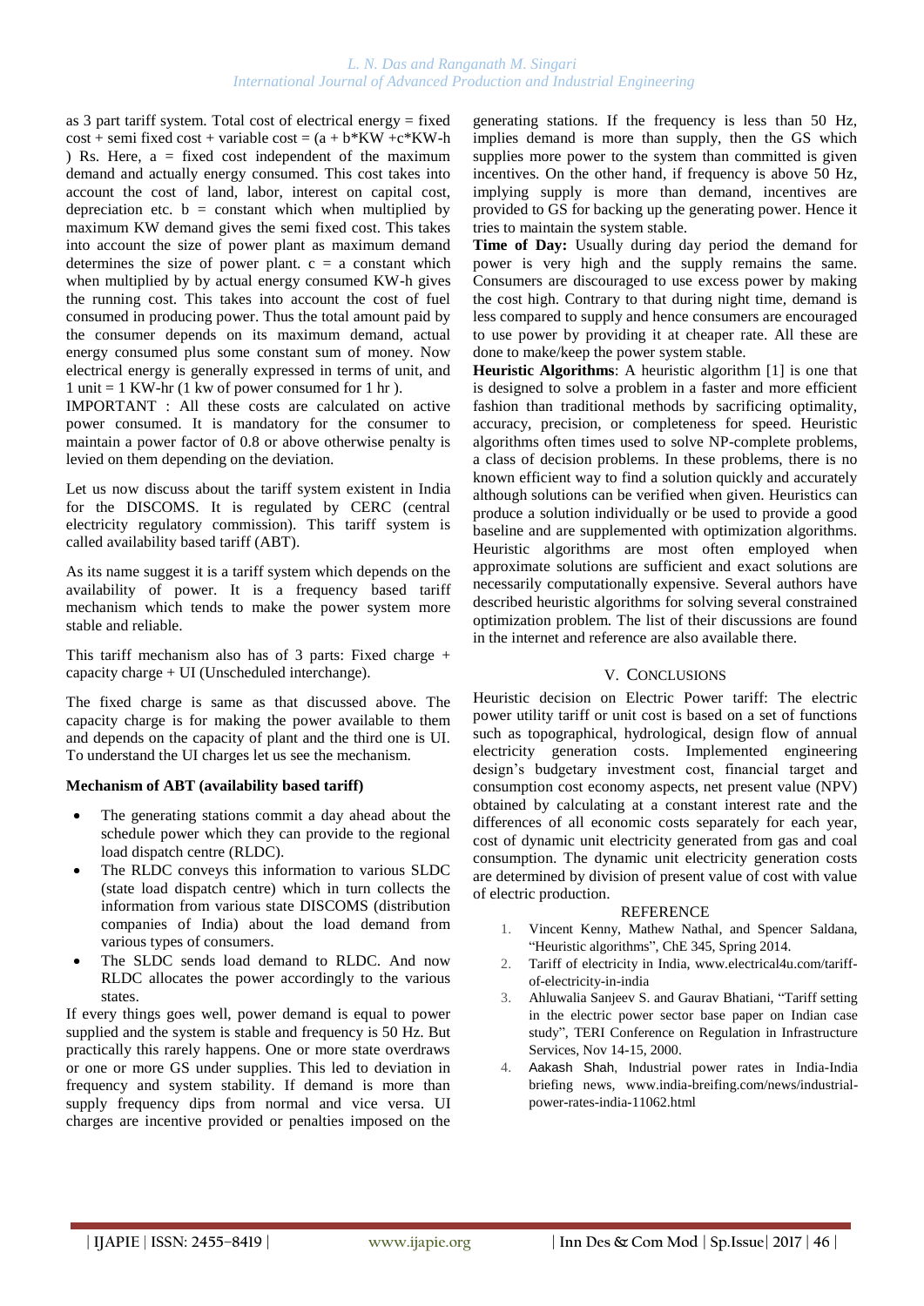as 3 part tariff system. Total cost of electrical energy = fixed cost + semi fixed cost + variable cost = $(a + b*KW + c*KW\text{-}h)$ Rs. Here, a = fixed cost independent of the maximum demand and actually energy consumed. This cost takes into account the cost of land, labor, interest on capital cost, depreciation etc. b = constant which when multiplied by maximum KW demand gives the semi fixed cost. This takes into account the size of power plant as maximum demand determines the size of power plant. c = a constant which when multiplied by by actual energy consumed KW-h gives the running cost. This takes into account the cost of fuel consumed in producing power. Thus the total amount paid by the consumer depends on its maximum demand, actual energy consumed plus some constant sum of money. Now electrical energy is generally expressed in terms of unit, and 1 unit = 1 KW-hr (1 kw of power consumed for 1 hr ).

IMPORTANT : All these costs are calculated on active power consumed. It is mandatory for the consumer to maintain a power factor of 0.8 or above otherwise penalty is levied on them depending on the deviation.

Let us now discuss about the tariff system existent in India for the DISCOMS. It is regulated by CERC (central electricity regulatory commission). This tariff system is called availability based tariff (ABT).

As its name suggest it is a tariff system which depends on the availability of power. It is a frequency based tariff mechanism which tends to make the power system more stable and reliable.

This tariff mechanism also has of 3 parts: Fixed charge + capacity charge + UI (Unscheduled interchange).

The fixed charge is same as that discussed above. The capacity charge is for making the power available to them and depends on the capacity of plant and the third one is UI. To understand the UI charges let us see the mechanism.

**Mechanism of ABT (availability based tariff)**

- The generating stations commit a day ahead about the schedule power which they can provide to the regional load dispatch centre (RLDC).
- The RLDC conveys this information to various SLDC (state load dispatch centre) which in turn collects the information from various state DISCOMS (distribution companies of India) about the load demand from various types of consumers.
- The SLDC sends load demand to RLDC. And now RLDC allocates the power accordingly to the various states.

If every things goes well, power demand is equal to power supplied and the system is stable and frequency is 50 Hz. But practically this rarely happens. One or more state overdraws or one or more GS under supplies. This led to deviation in frequency and system stability. If demand is more than supply frequency dips from normal and vice versa. UI charges are incentive provided or penalties imposed on the generating stations. If the frequency is less than 50 Hz, implies demand is more than supply, then the GS which supplies more power to the system than committed is given incentives. On the other hand, if frequency is above 50 Hz, implying supply is more than demand, incentives are provided to GS for backing up the generating power. Hence it tries to maintain the system stable.

**Time of Day:** Usually during day period the demand for power is very high and the supply remains the same. Consumers are discouraged to use excess power by making the cost high. Contrary to that during night time, demand is less compared to supply and hence consumers are encouraged to use power by providing it at cheaper rate. All these are done to make/keep the power system stable.

**Heuristic Algorithms**: A heuristic algorithm [1] is one that is designed to solve a problem in a faster and more efficient fashion than traditional methods by sacrificing optimality, accuracy, precision, or completeness for speed. Heuristic algorithms often times used to solve NP-complete problems, a class of decision problems. In these problems, there is no known efficient way to find a solution quickly and accurately although solutions can be verified when given. Heuristics can produce a solution individually or be used to provide a good baseline and are supplemented with optimization algorithms. Heuristic algorithms are most often employed when approximate solutions are sufficient and exact solutions are necessarily computationally expensive. Several authors have described heuristic algorithms for solving several constrained optimization problem. The list of their discussions are found in the internet and reference are also available there.

## V. CONCLUSIONS

Heuristic decision on Electric Power tariff: The electric power utility tariff or unit cost is based on a set of functions such as topographical, hydrological, design flow of annual electricity generation costs. Implemented engineering design's budgetary investment cost, financial target and consumption cost economy aspects, net present value (NPV) obtained by calculating at a constant interest rate and the differences of all economic costs separately for each year, cost of dynamic unit electricity generated from gas and coal consumption. The dynamic unit electricity generation costs are determined by division of present value of cost with value of electric production.

## REFERENCE

1. Vincent Kenny, Mathew Nathal, and Spencer Saldana, "Heuristic algorithms", ChE 345, Spring 2014.
2. Tariff of electricity in India, www.electrical4u.com/tariff-of-electricity-in-india
3. Ahluwalia Sanjeev S. and Gaurav Bhatiani, "Tariff setting in the electric power sector base paper on Indian case study", TERI Conference on Regulation in Infrastructure Services, Nov 14-15, 2000.
4. Aakash Shah, Industrial power rates in India-India briefing news, www.india-breifing.com/news/industrial-power-rates-india-11062.html